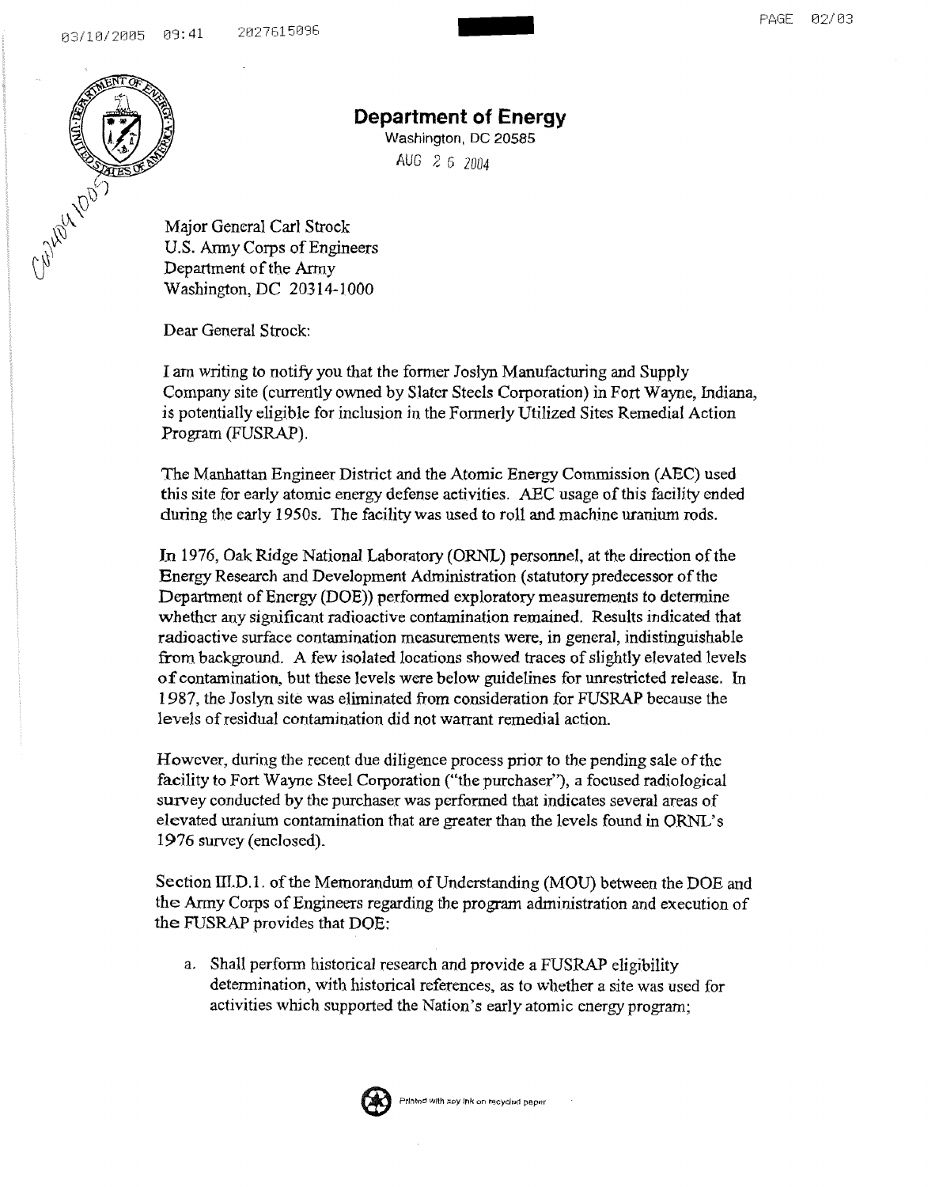**Department of Energy**

Washington, DC 20585

AUG 2 6 2004

Major General Carl Strock
U.S. Army Corps of Engineers
Department of the Army
Washington, DC 20314-1000

Dear General Strock:

I am writing to notify you that the former Joslyn Manufacturing and Supply Company site (currently owned by Slater Steels Corporation) in Fort Wayne, Indiana, is potentially eligible for inclusion in the Formerly Utilized Sites Remedial Action Program (FUSRAP).

The Manhattan Engineer District and the Atomic Energy Commission (AEC) used this site for early atomic energy defense activities. AEC usage of this facility ended during the early 1950s. The facility was used to roll and machine uranium rods.

In 1976, Oak Ridge National Laboratory (ORNL) personnel, at the direction of the Energy Research and Development Administration (statutory predecessor of the Department of Energy (DOE)) performed exploratory measurements to determine whether any significant radioactive contamination remained. Results indicated that radioactive surface contamination measurements were, in general, indistinguishable from background. A few isolated locations showed traces of slightly elevated levels of contamination, but these levels were below guidelines for unrestricted release. In 1987, the Joslyn site was eliminated from consideration for FUSRAP because the levels of residual contamination did not warrant remedial action.

However, during the recent due diligence process prior to the pending sale of the facility to Fort Wayne Steel Corporation ("the purchaser"), a focused radiological survey conducted by the purchaser was performed that indicates several areas of elevated uranium contamination that are greater than the levels found in ORNL's 1976 survey (enclosed).

Section III.D.1. of the Memorandum of Understanding (MOU) between the DOE and the Army Corps of Engineers regarding the program administration and execution of the FUSRAP provides that DOE:

a. Shall perform historical research and provide a FUSRAP eligibility determination, with historical references, as to whether a site was used for activities which supported the Nation's early atomic energy program;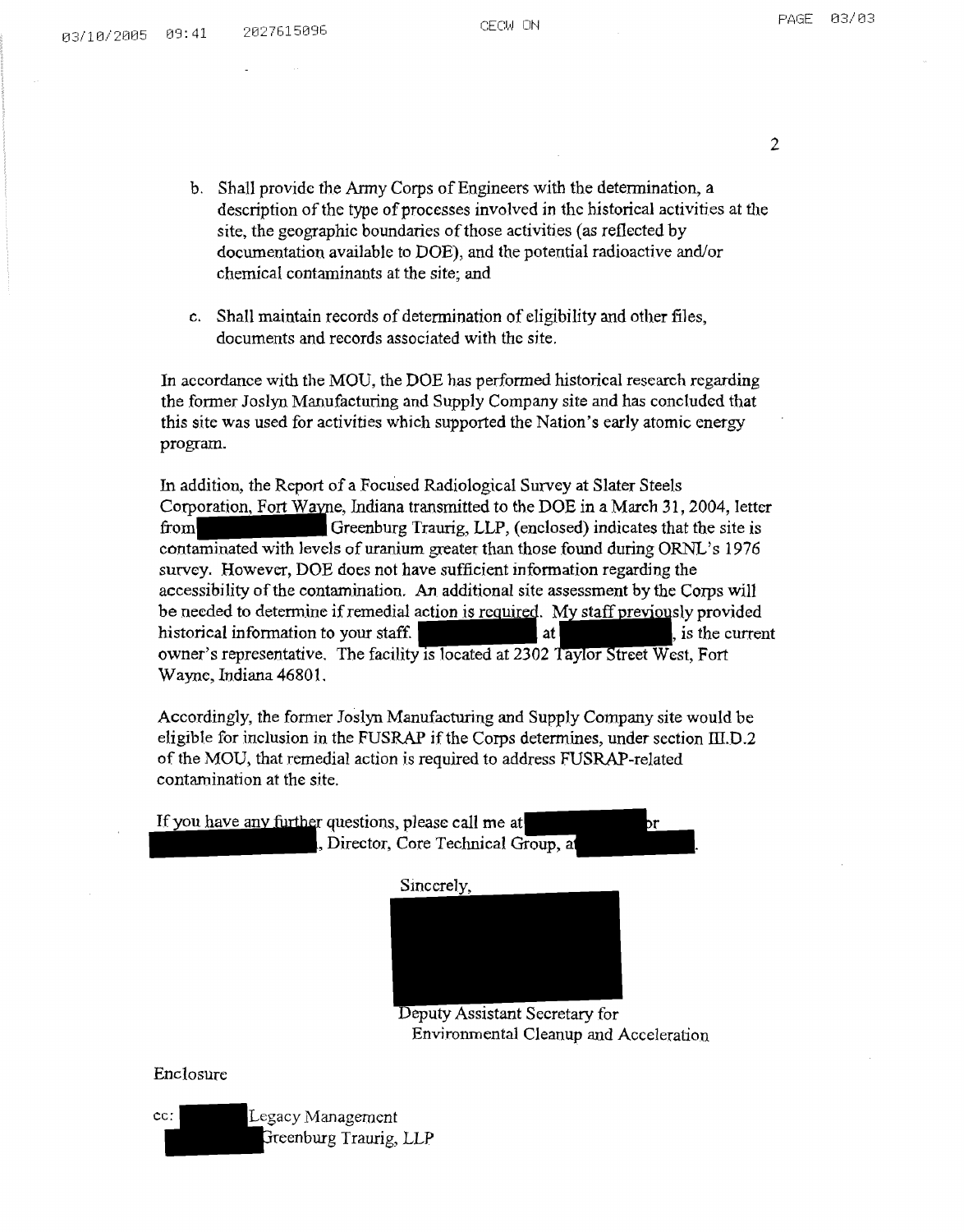b. Shall provide the Army Corps of Engineers with the determination, a description of the type of processes involved in the historical activities at the site, the geographic boundaries of those activities (as reflected by documentation available to DOE), and the potential radioactive and/or chemical contaminants at the site; and

c. Shall maintain records of determination of eligibility and other files, documents and records associated with the site.

In accordance with the MOU, the DOE has performed historical research regarding the former Joslyn Manufacturing and Supply Company site and has concluded that this site was used for activities which supported the Nation's early atomic energy program.

In addition, the Report of a Focused Radiological Survey at Slater Steels Corporation, Fort Wayne, Indiana transmitted to the DOE in a March 31, 2004, letter from ███████ Greenburg Traurig, LLP, (enclosed) indicates that the site is contaminated with levels of uranium greater than those found during ORNL's 1976 survey. However, DOE does not have sufficient information regarding the accessibility of the contamination. An additional site assessment by the Corps will be needed to determine if remedial action is required. My staff previously provided historical information to your staff. ███████ at ███████, is the current owner's representative. The facility is located at 2302 Taylor Street West, Fort Wayne, Indiana 46801.

Accordingly, the former Joslyn Manufacturing and Supply Company site would be eligible for inclusion in the FUSRAP if the Corps determines, under section III.D.2 of the MOU, that remedial action is required to address FUSRAP-related contamination at the site.

If you have any further questions, please call me at ███████ or ███████, Director, Core Technical Group, at ███████.

Sincerely,

███████

Deputy Assistant Secretary for
Environmental Cleanup and Acceleration

Enclosure

cc: ███████ Legacy Management
███████ Greenburg Traurig, LLP